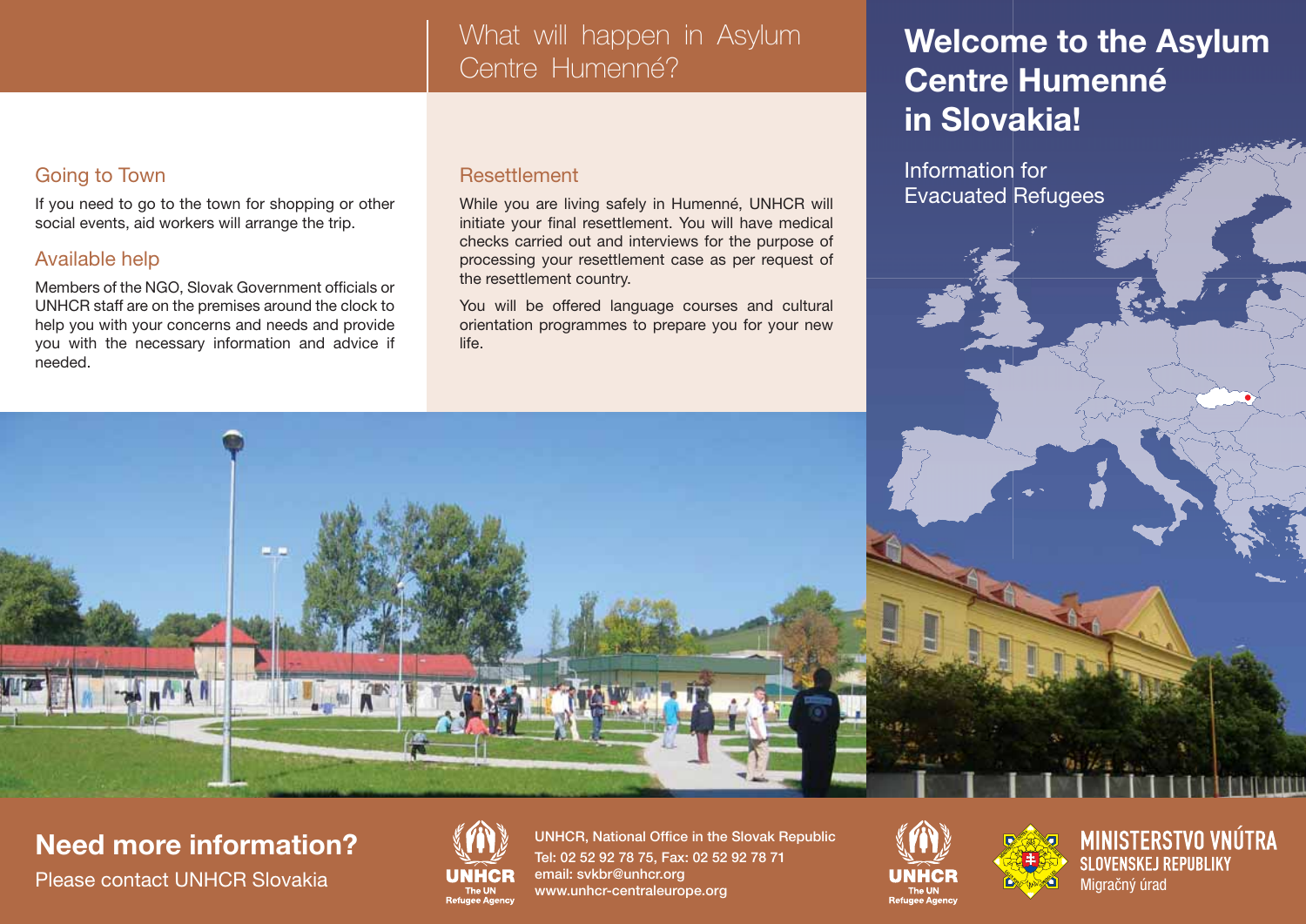# Welcome to the Asylum Centre Humenné in Slovakia!

Information for Evacuated Refugees

## What will happen in Asylum Centre Humenné?

### Going to Town

If you need to go to the town for shopping or other social events, aid workers will arrange the trip.

### Available help

Members of the NGO, Slovak Government officials or UNHCR staff are on the premises around the clock to help you with your concerns and needs and provide you with the necessary information and advice if needed.

### Resettlement

While you are living safely in Humenné, UNHCR will initiate your final resettlement. You will have medical checks carried out and interviews for the purpose of processing your resettlement case as per request of the resettlement country.

You will be offered language courses and cultural orientation programmes to prepare you for your new life.

## Need more information?

Please contact UNHCR Slovakia

UNHCR The UN Refugee Agency

**UNHCR, National Office in the Slovak Republic**
Tel: 02 52 92 78 75, Fax: 02 52 92 78 71
email: svkbr@unhcr.org
www.unhcr-centraleurope.org

UNHCR The UN Refugee Agency

**MINISTERSTVO VNÚTRA SLOVENSKEJ REPUBLIKY**
Migračný úrad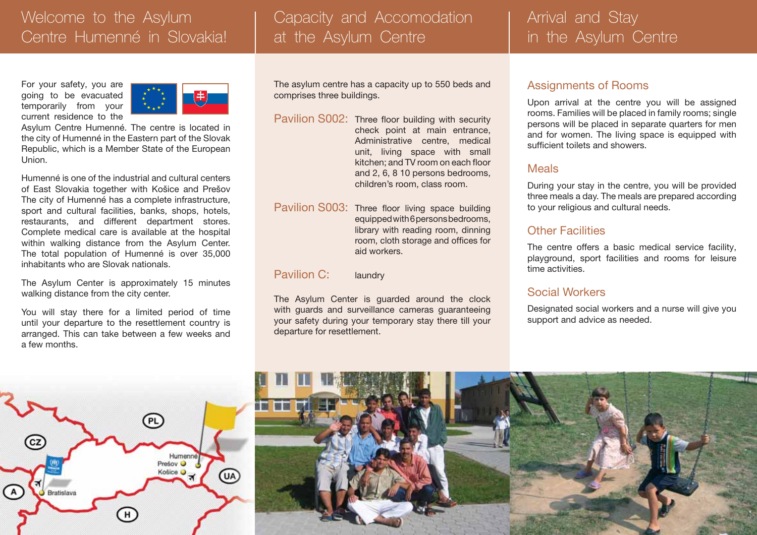# Welcome to the Asylum Centre Humenné in Slovakia!

For your safety, you are going to be evacuated temporarily from your current residence to the Asylum Centre Humenné. The centre is located in the city of Humenné in the Eastern part of the Slovak Republic, which is a Member State of the European Union.

Humenné is one of the industrial and cultural centers of East Slovakia together with Košice and Prešov The city of Humenné has a complete infrastructure, sport and cultural facilities, banks, shops, hotels, restaurants, and different department stores. Complete medical care is available at the hospital within walking distance from the Asylum Center. The total population of Humenné is over 35,000 inhabitants who are Slovak nationals.

The Asylum Center is approximately 15 minutes walking distance from the city center.

You will stay there for a limited period of time until your departure to the resettlement country is arranged. This can take between a few weeks and a few months.

PL
CZ
Humenné
Prešov
Košice
UA
A
Bratislava
H

# Capacity and Accomodation at the Asylum Centre

The asylum centre has a capacity up to 550 beds and comprises three buildings.

**Pavilion S002:** Three floor building with security check point at main entrance, Administrative centre, medical unit, living space with small kitchen; and TV room on each floor and 2, 6, 8 10 persons bedrooms, children's room, class room.

**Pavilion S003:** Three floor living space building equipped with 6 persons bedrooms, library with reading room, dinning room, cloth storage and offices for aid workers.

**Pavilion C:** laundry

The Asylum Center is guarded around the clock with guards and surveillance cameras guaranteeing your safety during your temporary stay there till your departure for resettlement.

# Arrival and Stay in the Asylum Centre

## Assignments of Rooms

Upon arrival at the centre you will be assigned rooms. Families will be placed in family rooms; single persons will be placed in separate quarters for men and for women. The living space is equipped with sufficient toilets and showers.

## Meals

During your stay in the centre, you will be provided three meals a day. The meals are prepared according to your religious and cultural needs.

## Other Facilities

The centre offers a basic medical service facility, playground, sport facilities and rooms for leisure time activities.

## Social Workers

Designated social workers and a nurse will give you support and advice as needed.